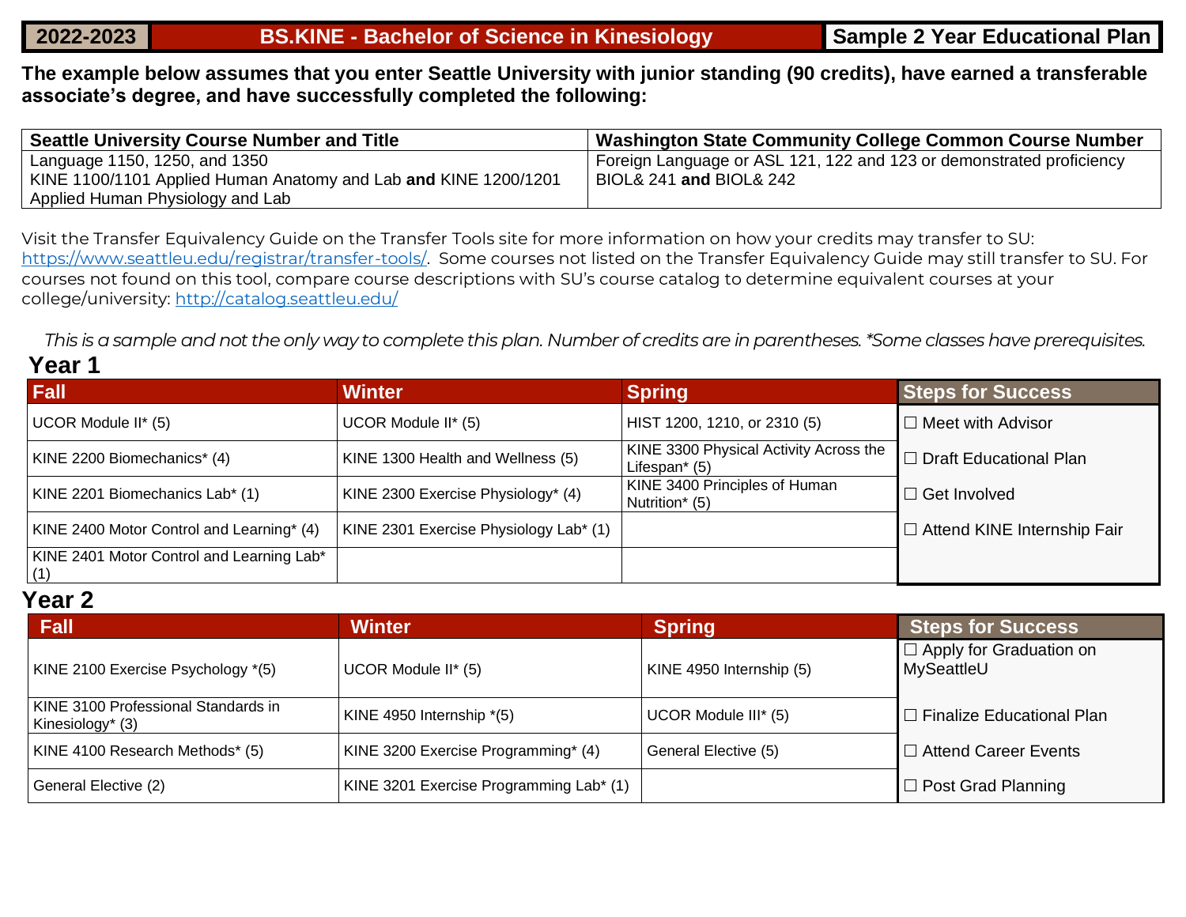| 2022-2023 | BS.KINE - Bachelor of Science in Kinesiology | Sample 2 Year Educational Plan |
|---|---|---|

**The example below assumes that you enter Seattle University with junior standing (90 credits), have earned a transferable associate's degree, and have successfully completed the following:**

| Seattle University Course Number and Title | Washington State Community College Common Course Number |
|---|---|
| Language 1150, 1250, and 1350<br>KINE 1100/1101 Applied Human Anatomy and Lab **and** KINE 1200/1201 Applied Human Physiology and Lab | Foreign Language or ASL 121, 122 and 123 or demonstrated proficiency<br>BIOL& 241 **and** BIOL& 242 |

Visit the Transfer Equivalency Guide on the Transfer Tools site for more information on how your credits may transfer to SU: [https://www.seattleu.edu/registrar/transfer-tools/](https://www.seattleu.edu/registrar/transfer-tools/). Some courses not listed on the Transfer Equivalency Guide may still transfer to SU. For courses not found on this tool, compare course descriptions with SU's course catalog to determine equivalent courses at your college/university: [http://catalog.seattleu.edu/](http://catalog.seattleu.edu/)

*This is a sample and not the only way to complete this plan. Number of credits are in parentheses. *Some classes have prerequisites.*

## Year 1

| Fall | Winter | Spring | Steps for Success |
|---|---|---|---|
| UCOR Module II* (5) | UCOR Module II* (5) | HIST 1200, 1210, or 2310 (5) | ☐ Meet with Advisor |
| KINE 2200 Biomechanics* (4) | KINE 1300 Health and Wellness (5) | KINE 3300 Physical Activity Across the Lifespan* (5) | ☐ Draft Educational Plan |
| KINE 2201 Biomechanics Lab* (1) | KINE 2300 Exercise Physiology* (4) | KINE 3400 Principles of Human Nutrition* (5) | ☐ Get Involved |
| KINE 2400 Motor Control and Learning* (4) | KINE 2301 Exercise Physiology Lab* (1) | | ☐ Attend KINE Internship Fair |
| KINE 2401 Motor Control and Learning Lab* (1) | | | |

## Year 2

| Fall | Winter | Spring | Steps for Success |
|---|---|---|---|
| KINE 2100 Exercise Psychology *(5) | UCOR Module II* (5) | KINE 4950 Internship (5) | ☐ Apply for Graduation on MySeattleU |
| KINE 3100 Professional Standards in Kinesiology* (3) | KINE 4950 Internship *(5) | UCOR Module III* (5) | ☐ Finalize Educational Plan |
| KINE 4100 Research Methods* (5) | KINE 3200 Exercise Programming* (4) | General Elective (5) | ☐ Attend Career Events |
| General Elective (2) | KINE 3201 Exercise Programming Lab* (1) | | ☐ Post Grad Planning |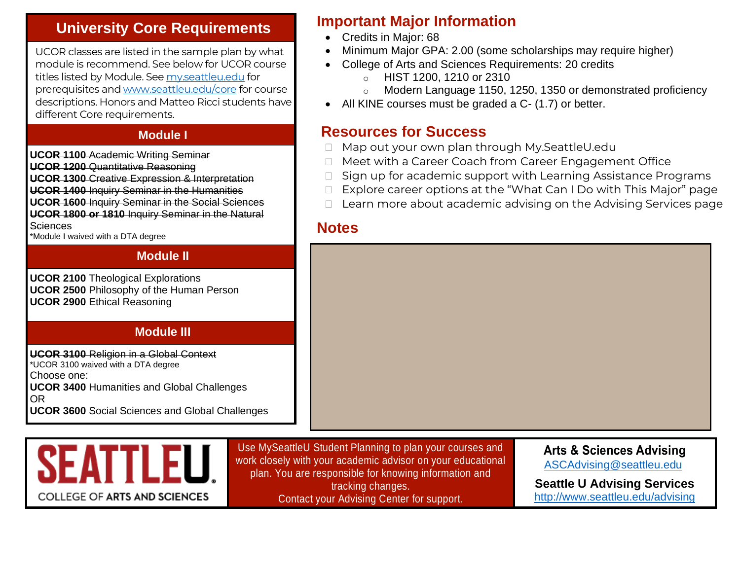## University Core Requirements

UCOR classes are listed in the sample plan by what module is recommend. See below for UCOR course titles listed by Module. See my.seattleu.edu for prerequisites and www.seattleu.edu/core for course descriptions. Honors and Matteo Ricci students have different Core requirements.

### Module I

~~**UCOR 1100** Academic Writing Seminar~~
~~**UCOR 1200** Quantitative Reasoning~~
~~**UCOR 1300** Creative Expression & Interpretation~~
~~**UCOR 1400** Inquiry Seminar in the Humanities~~
~~**UCOR 1600** Inquiry Seminar in the Social Sciences~~
~~**UCOR 1800 or 1810** Inquiry Seminar in the Natural Sciences~~
*Module I waived with a DTA degree

### Module II

**UCOR 2100** Theological Explorations
**UCOR 2500** Philosophy of the Human Person
**UCOR 2900** Ethical Reasoning

### Module III

~~**UCOR 3100** Religion in a Global Context~~
*UCOR 3100 waived with a DTA degree
Choose one:
**UCOR 3400** Humanities and Global Challenges
OR
**UCOR 3600** Social Sciences and Global Challenges

## Important Major Information

- Credits in Major: 68
- Minimum Major GPA: 2.00 (some scholarships may require higher)
- College of Arts and Sciences Requirements: 20 credits
  - HIST 1200, 1210 or 2310
  - Modern Language 1150, 1250, 1350 or demonstrated proficiency
- All KINE courses must be graded a C- (1.7) or better.

## Resources for Success

- Map out your own plan through My.SeattleU.edu
- Meet with a Career Coach from Career Engagement Office
- Sign up for academic support with Learning Assistance Programs
- Explore career options at the "What Can I Do with This Major" page
- Learn more about academic advising on the Advising Services page

## Notes

SEATTLEU
COLLEGE OF ARTS AND SCIENCES

Use MySeattleU Student Planning to plan your courses and work closely with your academic advisor on your educational plan. You are responsible for knowing information and tracking changes.
Contact your Advising Center for support.

**Arts & Sciences Advising**
ASCAdvising@seattleu.edu

**Seattle U Advising Services**
http://www.seattleu.edu/advising